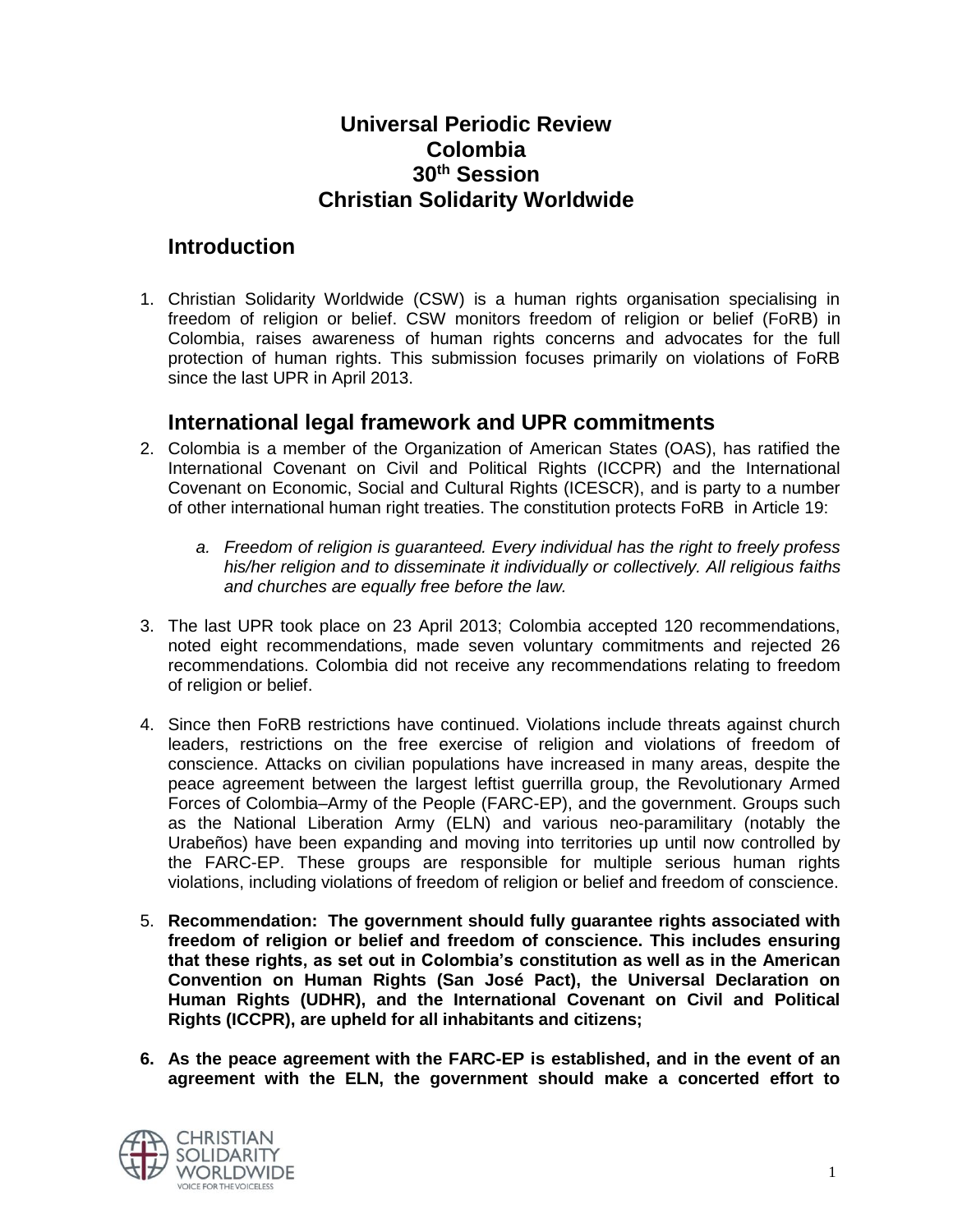# Universal Periodic Review
# Colombia
# 30th Session
# Christian Solidarity Worldwide

## Introduction

1. Christian Solidarity Worldwide (CSW) is a human rights organisation specialising in freedom of religion or belief. CSW monitors freedom of religion or belief (FoRB) in Colombia, raises awareness of human rights concerns and advocates for the full protection of human rights. This submission focuses primarily on violations of FoRB since the last UPR in April 2013.

## International legal framework and UPR commitments

2. Colombia is a member of the Organization of American States (OAS), has ratified the International Covenant on Civil and Political Rights (ICCPR) and the International Covenant on Economic, Social and Cultural Rights (ICESCR), and is party to a number of other international human right treaties. The constitution protects FoRB in Article 19:

    a. *Freedom of religion is guaranteed. Every individual has the right to freely profess his/her religion and to disseminate it individually or collectively. All religious faiths and churches are equally free before the law.*

3. The last UPR took place on 23 April 2013; Colombia accepted 120 recommendations, noted eight recommendations, made seven voluntary commitments and rejected 26 recommendations. Colombia did not receive any recommendations relating to freedom of religion or belief.

4. Since then FoRB restrictions have continued. Violations include threats against church leaders, restrictions on the free exercise of religion and violations of freedom of conscience. Attacks on civilian populations have increased in many areas, despite the peace agreement between the largest leftist guerrilla group, the Revolutionary Armed Forces of Colombia–Army of the People (FARC-EP), and the government. Groups such as the National Liberation Army (ELN) and various neo-paramilitary (notably the Urabeños) have been expanding and moving into territories up until now controlled by the FARC-EP. These groups are responsible for multiple serious human rights violations, including violations of freedom of religion or belief and freedom of conscience.

5. **Recommendation: The government should fully guarantee rights associated with freedom of religion or belief and freedom of conscience. This includes ensuring that these rights, as set out in Colombia's constitution as well as in the American Convention on Human Rights (San José Pact), the Universal Declaration on Human Rights (UDHR), and the International Covenant on Civil and Political Rights (ICCPR), are upheld for all inhabitants and citizens;**

6. **As the peace agreement with the FARC-EP is established, and in the event of an agreement with the ELN, the government should make a concerted effort to**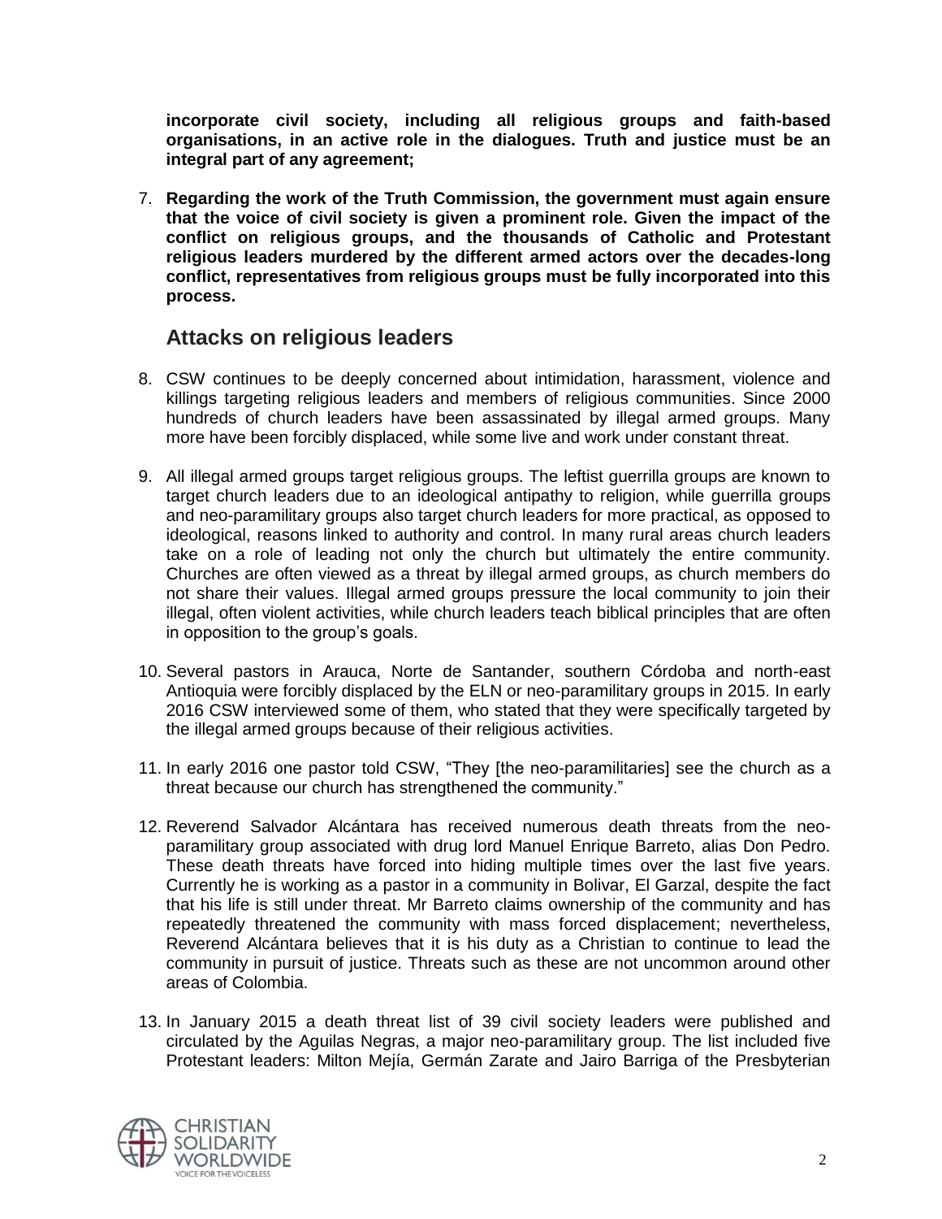**incorporate civil society, including all religious groups and faith-based organisations, in an active role in the dialogues. Truth and justice must be an integral part of any agreement;**

7. **Regarding the work of the Truth Commission, the government must again ensure that the voice of civil society is given a prominent role. Given the impact of the conflict on religious groups, and the thousands of Catholic and Protestant religious leaders murdered by the different armed actors over the decades-long conflict, representatives from religious groups must be fully incorporated into this process.**

## Attacks on religious leaders

8. CSW continues to be deeply concerned about intimidation, harassment, violence and killings targeting religious leaders and members of religious communities. Since 2000 hundreds of church leaders have been assassinated by illegal armed groups. Many more have been forcibly displaced, while some live and work under constant threat.

9. All illegal armed groups target religious groups. The leftist guerrilla groups are known to target church leaders due to an ideological antipathy to religion, while guerrilla groups and neo-paramilitary groups also target church leaders for more practical, as opposed to ideological, reasons linked to authority and control. In many rural areas church leaders take on a role of leading not only the church but ultimately the entire community. Churches are often viewed as a threat by illegal armed groups, as church members do not share their values. Illegal armed groups pressure the local community to join their illegal, often violent activities, while church leaders teach biblical principles that are often in opposition to the group's goals.

10. Several pastors in Arauca, Norte de Santander, southern Córdoba and north-east Antioquia were forcibly displaced by the ELN or neo-paramilitary groups in 2015. In early 2016 CSW interviewed some of them, who stated that they were specifically targeted by the illegal armed groups because of their religious activities.

11. In early 2016 one pastor told CSW, "They [the neo-paramilitaries] see the church as a threat because our church has strengthened the community."

12. Reverend Salvador Alcántara has received numerous death threats from the neo-paramilitary group associated with drug lord Manuel Enrique Barreto, alias Don Pedro. These death threats have forced into hiding multiple times over the last five years. Currently he is working as a pastor in a community in Bolivar, El Garzal, despite the fact that his life is still under threat. Mr Barreto claims ownership of the community and has repeatedly threatened the community with mass forced displacement; nevertheless, Reverend Alcántara believes that it is his duty as a Christian to continue to lead the community in pursuit of justice. Threats such as these are not uncommon around other areas of Colombia.

13. In January 2015 a death threat list of 39 civil society leaders were published and circulated by the Aguilas Negras, a major neo-paramilitary group. The list included five Protestant leaders: Milton Mejía, Germán Zarate and Jairo Barriga of the Presbyterian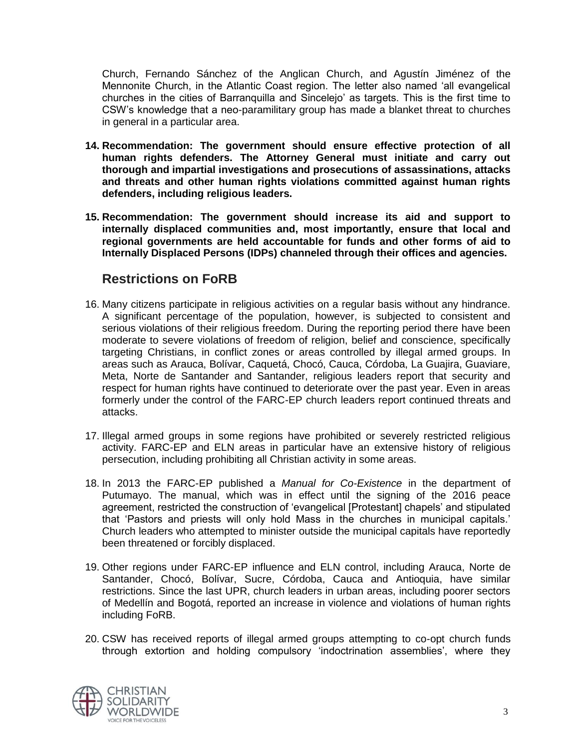Church, Fernando Sánchez of the Anglican Church, and Agustín Jiménez of the Mennonite Church, in the Atlantic Coast region. The letter also named 'all evangelical churches in the cities of Barranquilla and Sincelejo' as targets. This is the first time to CSW's knowledge that a neo-paramilitary group has made a blanket threat to churches in general in a particular area.

14. **Recommendation: The government should ensure effective protection of all human rights defenders. The Attorney General must initiate and carry out thorough and impartial investigations and prosecutions of assassinations, attacks and threats and other human rights violations committed against human rights defenders, including religious leaders.**

15. **Recommendation: The government should increase its aid and support to internally displaced communities and, most importantly, ensure that local and regional governments are held accountable for funds and other forms of aid to Internally Displaced Persons (IDPs) channeled through their offices and agencies.**

## Restrictions on FoRB

16. Many citizens participate in religious activities on a regular basis without any hindrance. A significant percentage of the population, however, is subjected to consistent and serious violations of their religious freedom. During the reporting period there have been moderate to severe violations of freedom of religion, belief and conscience, specifically targeting Christians, in conflict zones or areas controlled by illegal armed groups. In areas such as Arauca, Bolívar, Caquetá, Chocó, Cauca, Córdoba, La Guajira, Guaviare, Meta, Norte de Santander and Santander, religious leaders report that security and respect for human rights have continued to deteriorate over the past year. Even in areas formerly under the control of the FARC-EP church leaders report continued threats and attacks.

17. Illegal armed groups in some regions have prohibited or severely restricted religious activity. FARC-EP and ELN areas in particular have an extensive history of religious persecution, including prohibiting all Christian activity in some areas.

18. In 2013 the FARC-EP published a *Manual for Co-Existence* in the department of Putumayo. The manual, which was in effect until the signing of the 2016 peace agreement, restricted the construction of 'evangelical [Protestant] chapels' and stipulated that 'Pastors and priests will only hold Mass in the churches in municipal capitals.' Church leaders who attempted to minister outside the municipal capitals have reportedly been threatened or forcibly displaced.

19. Other regions under FARC-EP influence and ELN control, including Arauca, Norte de Santander, Chocó, Bolívar, Sucre, Córdoba, Cauca and Antioquia, have similar restrictions. Since the last UPR, church leaders in urban areas, including poorer sectors of Medellín and Bogotá, reported an increase in violence and violations of human rights including FoRB.

20. CSW has received reports of illegal armed groups attempting to co-opt church funds through extortion and holding compulsory 'indoctrination assemblies', where they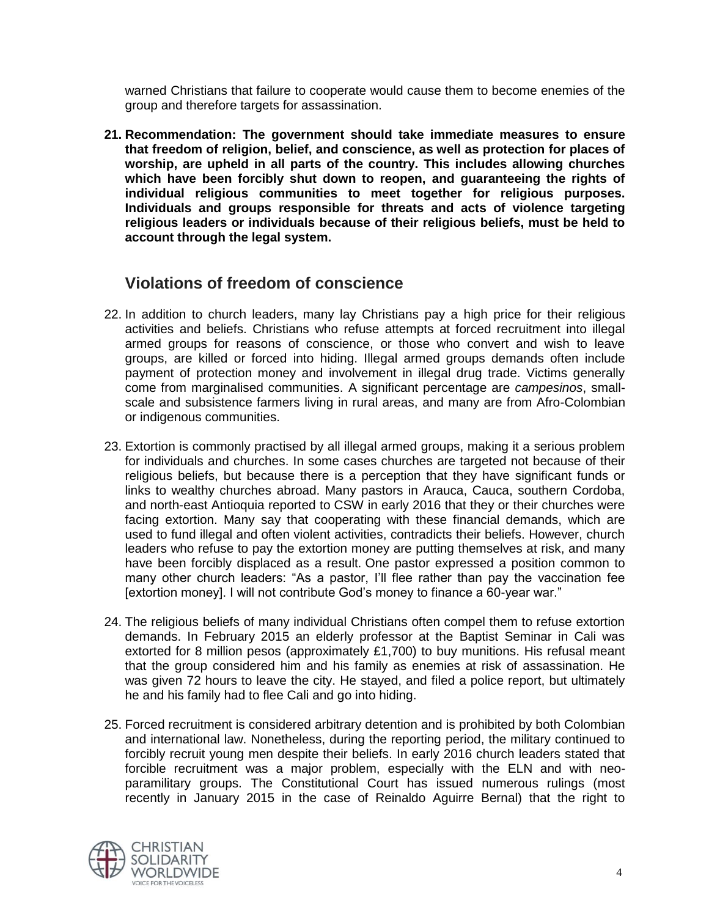warned Christians that failure to cooperate would cause them to become enemies of the group and therefore targets for assassination.

21. **Recommendation: The government should take immediate measures to ensure that freedom of religion, belief, and conscience, as well as protection for places of worship, are upheld in all parts of the country. This includes allowing churches which have been forcibly shut down to reopen, and guaranteeing the rights of individual religious communities to meet together for religious purposes. Individuals and groups responsible for threats and acts of violence targeting religious leaders or individuals because of their religious beliefs, must be held to account through the legal system.**

## Violations of freedom of conscience

22. In addition to church leaders, many lay Christians pay a high price for their religious activities and beliefs. Christians who refuse attempts at forced recruitment into illegal armed groups for reasons of conscience, or those who convert and wish to leave groups, are killed or forced into hiding. Illegal armed groups demands often include payment of protection money and involvement in illegal drug trade. Victims generally come from marginalised communities. A significant percentage are *campesinos*, small-scale and subsistence farmers living in rural areas, and many are from Afro-Colombian or indigenous communities.

23. Extortion is commonly practised by all illegal armed groups, making it a serious problem for individuals and churches. In some cases churches are targeted not because of their religious beliefs, but because there is a perception that they have significant funds or links to wealthy churches abroad. Many pastors in Arauca, Cauca, southern Cordoba, and north-east Antioquia reported to CSW in early 2016 that they or their churches were facing extortion. Many say that cooperating with these financial demands, which are used to fund illegal and often violent activities, contradicts their beliefs. However, church leaders who refuse to pay the extortion money are putting themselves at risk, and many have been forcibly displaced as a result. One pastor expressed a position common to many other church leaders: "As a pastor, I'll flee rather than pay the vaccination fee [extortion money]. I will not contribute God's money to finance a 60-year war."

24. The religious beliefs of many individual Christians often compel them to refuse extortion demands. In February 2015 an elderly professor at the Baptist Seminar in Cali was extorted for 8 million pesos (approximately £1,700) to buy munitions. His refusal meant that the group considered him and his family as enemies at risk of assassination. He was given 72 hours to leave the city. He stayed, and filed a police report, but ultimately he and his family had to flee Cali and go into hiding.

25. Forced recruitment is considered arbitrary detention and is prohibited by both Colombian and international law. Nonetheless, during the reporting period, the military continued to forcibly recruit young men despite their beliefs. In early 2016 church leaders stated that forcible recruitment was a major problem, especially with the ELN and with neo-paramilitary groups. The Constitutional Court has issued numerous rulings (most recently in January 2015 in the case of Reinaldo Aguirre Bernal) that the right to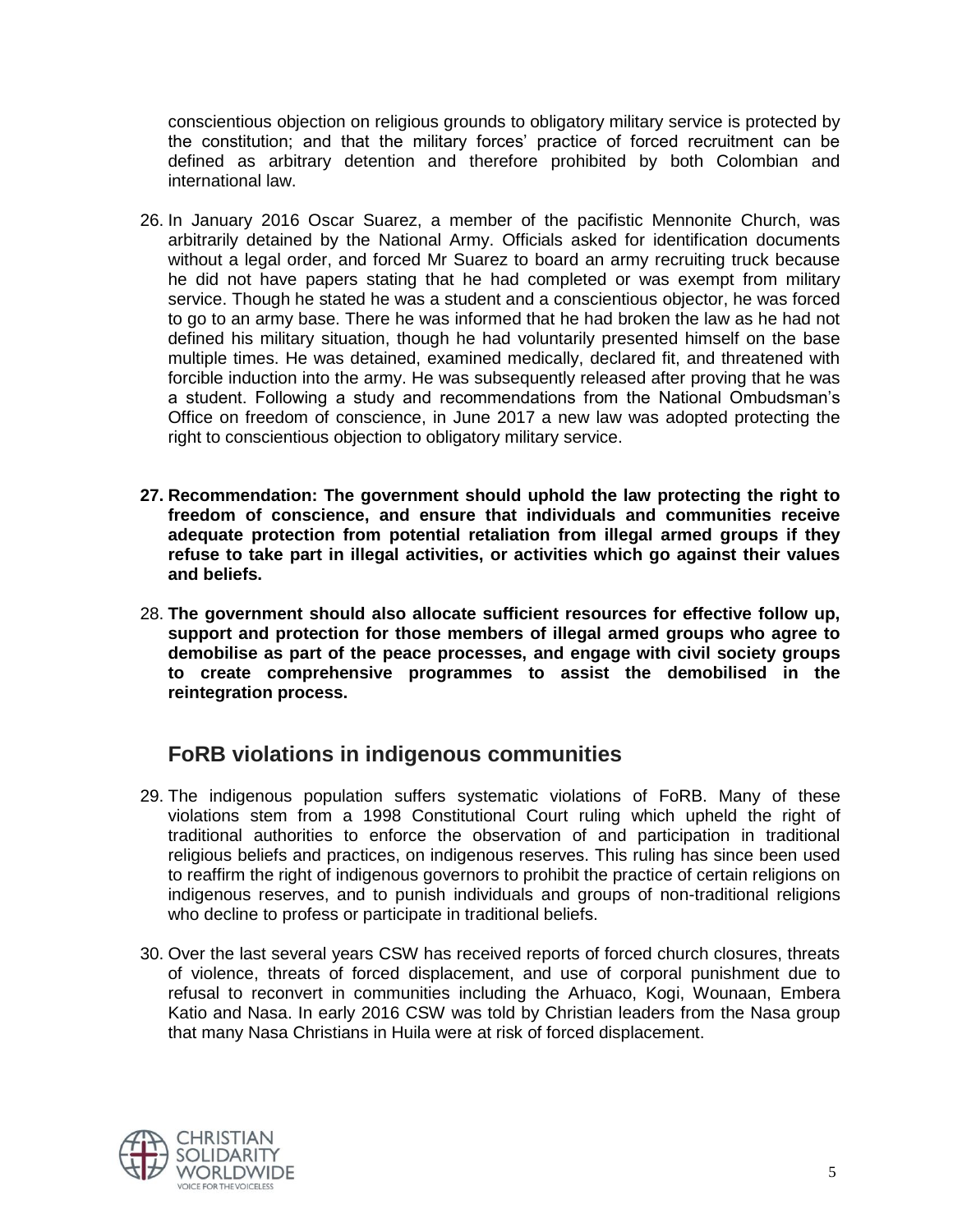conscientious objection on religious grounds to obligatory military service is protected by the constitution; and that the military forces' practice of forced recruitment can be defined as arbitrary detention and therefore prohibited by both Colombian and international law.

26. In January 2016 Oscar Suarez, a member of the pacifistic Mennonite Church, was arbitrarily detained by the National Army. Officials asked for identification documents without a legal order, and forced Mr Suarez to board an army recruiting truck because he did not have papers stating that he had completed or was exempt from military service. Though he stated he was a student and a conscientious objector, he was forced to go to an army base. There he was informed that he had broken the law as he had not defined his military situation, though he had voluntarily presented himself on the base multiple times. He was detained, examined medically, declared fit, and threatened with forcible induction into the army. He was subsequently released after proving that he was a student. Following a study and recommendations from the National Ombudsman's Office on freedom of conscience, in June 2017 a new law was adopted protecting the right to conscientious objection to obligatory military service.

27. **Recommendation: The government should uphold the law protecting the right to freedom of conscience, and ensure that individuals and communities receive adequate protection from potential retaliation from illegal armed groups if they refuse to take part in illegal activities, or activities which go against their values and beliefs.**

28. **The government should also allocate sufficient resources for effective follow up, support and protection for those members of illegal armed groups who agree to demobilise as part of the peace processes, and engage with civil society groups to create comprehensive programmes to assist the demobilised in the reintegration process.**

## FoRB violations in indigenous communities

29. The indigenous population suffers systematic violations of FoRB. Many of these violations stem from a 1998 Constitutional Court ruling which upheld the right of traditional authorities to enforce the observation of and participation in traditional religious beliefs and practices, on indigenous reserves. This ruling has since been used to reaffirm the right of indigenous governors to prohibit the practice of certain religions on indigenous reserves, and to punish individuals and groups of non-traditional religions who decline to profess or participate in traditional beliefs.

30. Over the last several years CSW has received reports of forced church closures, threats of violence, threats of forced displacement, and use of corporal punishment due to refusal to reconvert in communities including the Arhuaco, Kogi, Wounaan, Embera Katio and Nasa. In early 2016 CSW was told by Christian leaders from the Nasa group that many Nasa Christians in Huila were at risk of forced displacement.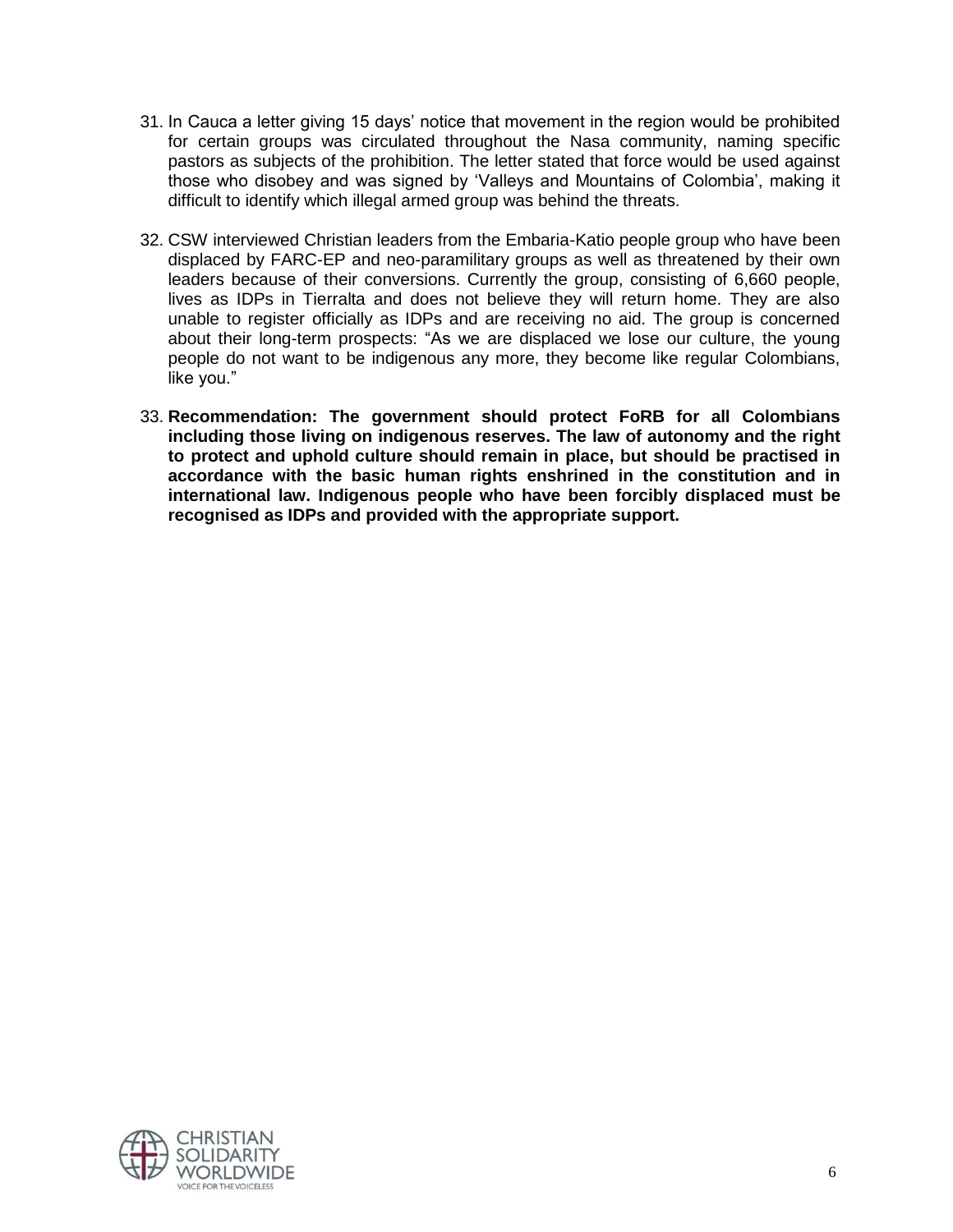31. In Cauca a letter giving 15 days' notice that movement in the region would be prohibited for certain groups was circulated throughout the Nasa community, naming specific pastors as subjects of the prohibition. The letter stated that force would be used against those who disobey and was signed by 'Valleys and Mountains of Colombia', making it difficult to identify which illegal armed group was behind the threats.

32. CSW interviewed Christian leaders from the Embaria-Katio people group who have been displaced by FARC-EP and neo-paramilitary groups as well as threatened by their own leaders because of their conversions. Currently the group, consisting of 6,660 people, lives as IDPs in Tierralta and does not believe they will return home. They are also unable to register officially as IDPs and are receiving no aid. The group is concerned about their long-term prospects: "As we are displaced we lose our culture, the young people do not want to be indigenous any more, they become like regular Colombians, like you."

33. **Recommendation: The government should protect FoRB for all Colombians including those living on indigenous reserves. The law of autonomy and the right to protect and uphold culture should remain in place, but should be practised in accordance with the basic human rights enshrined in the constitution and in international law. Indigenous people who have been forcibly displaced must be recognised as IDPs and provided with the appropriate support.**